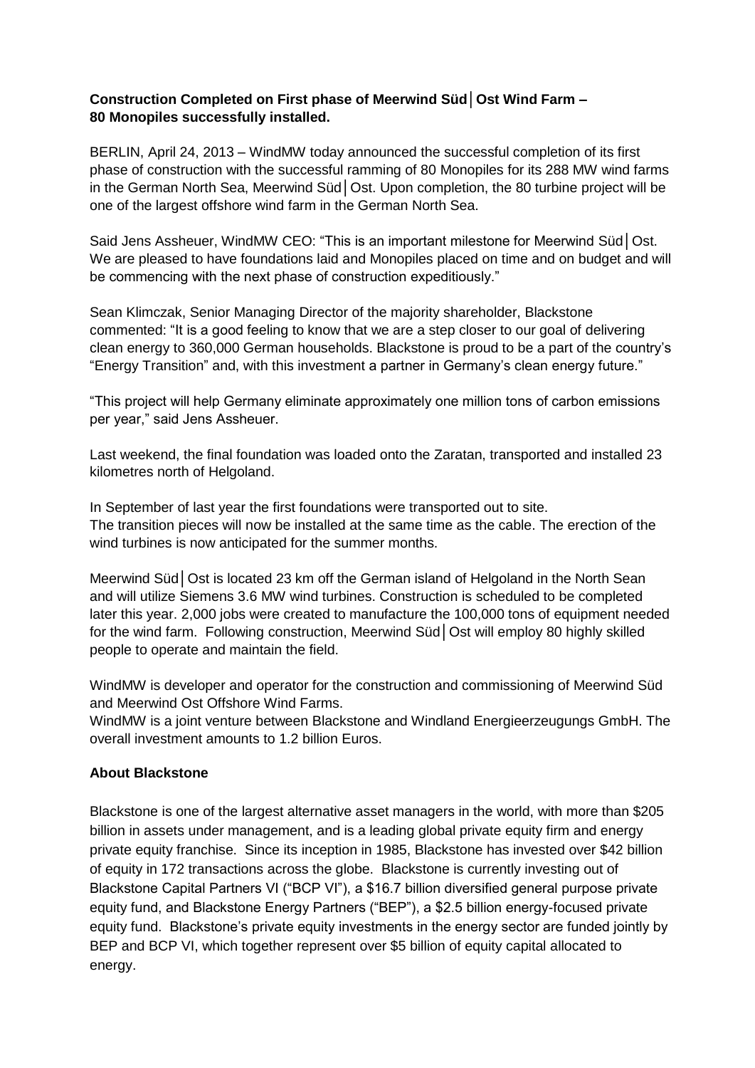**Construction Completed on First phase of Meerwind Süd│Ost Wind Farm – 80 Monopiles successfully installed.**

BERLIN, April 24, 2013 – WindMW today announced the successful completion of its first phase of construction with the successful ramming of 80 Monopiles for its 288 MW wind farms in the German North Sea, Meerwind Süd│Ost. Upon completion, the 80 turbine project will be one of the largest offshore wind farm in the German North Sea.

Said Jens Assheuer, WindMW CEO: "This is an important milestone for Meerwind Süd│Ost. We are pleased to have foundations laid and Monopiles placed on time and on budget and will be commencing with the next phase of construction expeditiously."

Sean Klimczak, Senior Managing Director of the majority shareholder, Blackstone commented: "It is a good feeling to know that we are a step closer to our goal of delivering clean energy to 360,000 German households. Blackstone is proud to be a part of the country's "Energy Transition" and, with this investment a partner in Germany's clean energy future."

"This project will help Germany eliminate approximately one million tons of carbon emissions per year," said Jens Assheuer.

Last weekend, the final foundation was loaded onto the Zaratan, transported and installed 23 kilometres north of Helgoland.

In September of last year the first foundations were transported out to site.
The transition pieces will now be installed at the same time as the cable. The erection of the wind turbines is now anticipated for the summer months.

Meerwind Süd│Ost is located 23 km off the German island of Helgoland in the North Sean and will utilize Siemens 3.6 MW wind turbines. Construction is scheduled to be completed later this year. 2,000 jobs were created to manufacture the 100,000 tons of equipment needed for the wind farm. Following construction, Meerwind Süd│Ost will employ 80 highly skilled people to operate and maintain the field.

WindMW is developer and operator for the construction and commissioning of Meerwind Süd and Meerwind Ost Offshore Wind Farms.
WindMW is a joint venture between Blackstone and Windland Energieerzeugungs GmbH. The overall investment amounts to 1.2 billion Euros.

**About Blackstone**

Blackstone is one of the largest alternative asset managers in the world, with more than $205 billion in assets under management, and is a leading global private equity firm and energy private equity franchise. Since its inception in 1985, Blackstone has invested over $42 billion of equity in 172 transactions across the globe. Blackstone is currently investing out of Blackstone Capital Partners VI ("BCP VI"), a $16.7 billion diversified general purpose private equity fund, and Blackstone Energy Partners ("BEP"), a $2.5 billion energy-focused private equity fund. Blackstone's private equity investments in the energy sector are funded jointly by BEP and BCP VI, which together represent over $5 billion of equity capital allocated to energy.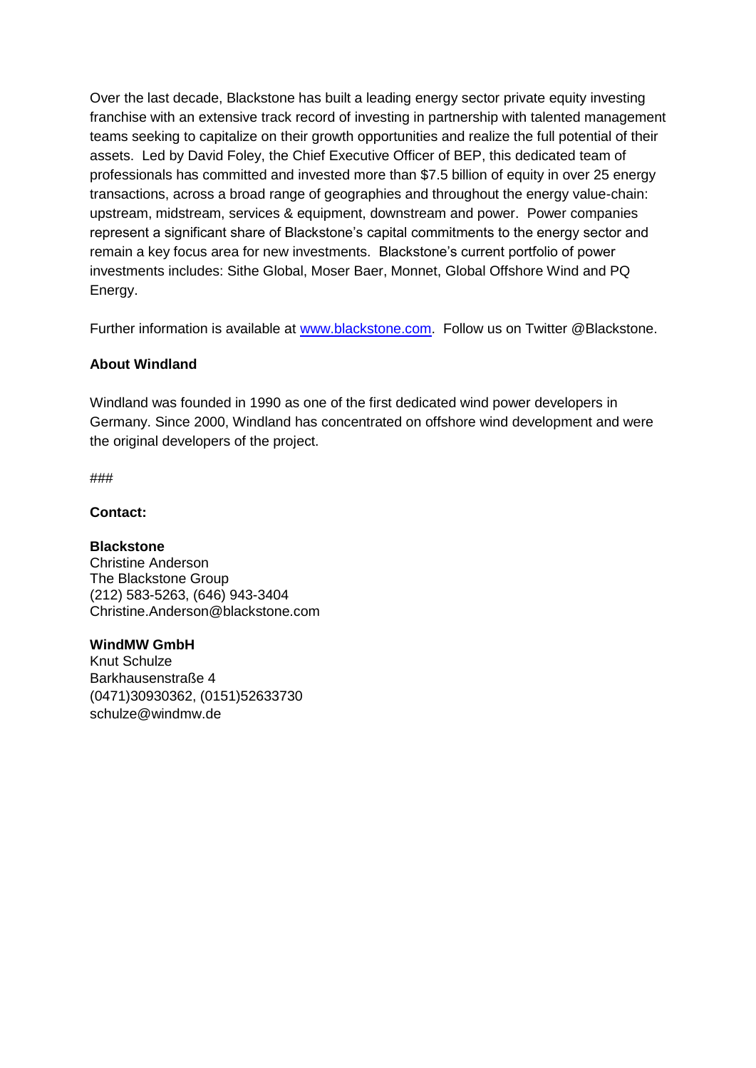Over the last decade, Blackstone has built a leading energy sector private equity investing franchise with an extensive track record of investing in partnership with talented management teams seeking to capitalize on their growth opportunities and realize the full potential of their assets. Led by David Foley, the Chief Executive Officer of BEP, this dedicated team of professionals has committed and invested more than $7.5 billion of equity in over 25 energy transactions, across a broad range of geographies and throughout the energy value-chain: upstream, midstream, services & equipment, downstream and power. Power companies represent a significant share of Blackstone's capital commitments to the energy sector and remain a key focus area for new investments. Blackstone's current portfolio of power investments includes: Sithe Global, Moser Baer, Monnet, Global Offshore Wind and PQ Energy.

Further information is available at www.blackstone.com. Follow us on Twitter @Blackstone.

**About Windland**

Windland was founded in 1990 as one of the first dedicated wind power developers in Germany. Since 2000, Windland has concentrated on offshore wind development and were the original developers of the project.

###

**Contact:**

**Blackstone**
Christine Anderson
The Blackstone Group
(212) 583-5263, (646) 943-3404
Christine.Anderson@blackstone.com

**WindMW GmbH**
Knut Schulze
Barkhausenstraße 4
(0471)30930362, (0151)52633730
schulze@windmw.de